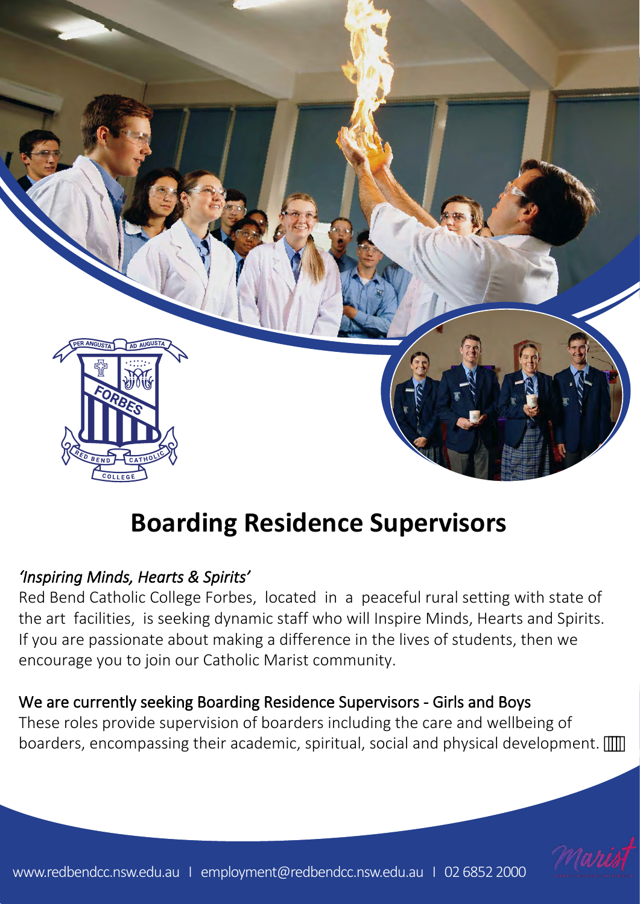# Boarding Residence Supervisors

*'Inspiring Minds, Hearts & Spirits'*

Red Bend Catholic College Forbes, located in a peaceful rural setting with state of the art facilities, is seeking dynamic staff who will Inspire Minds, Hearts and Spirits. If you are passionate about making a difference in the lives of students, then we encourage you to join our Catholic Marist community.

We are currently seeking Boarding Residence Supervisors - Girls and Boys

These roles provide supervision of boarders including the care and wellbeing of boarders, encompassing their academic, spiritual, social and physical development.

www.redbendcc.nsw.edu.au | employment@redbendcc.nsw.edu.au | 02 6852 2000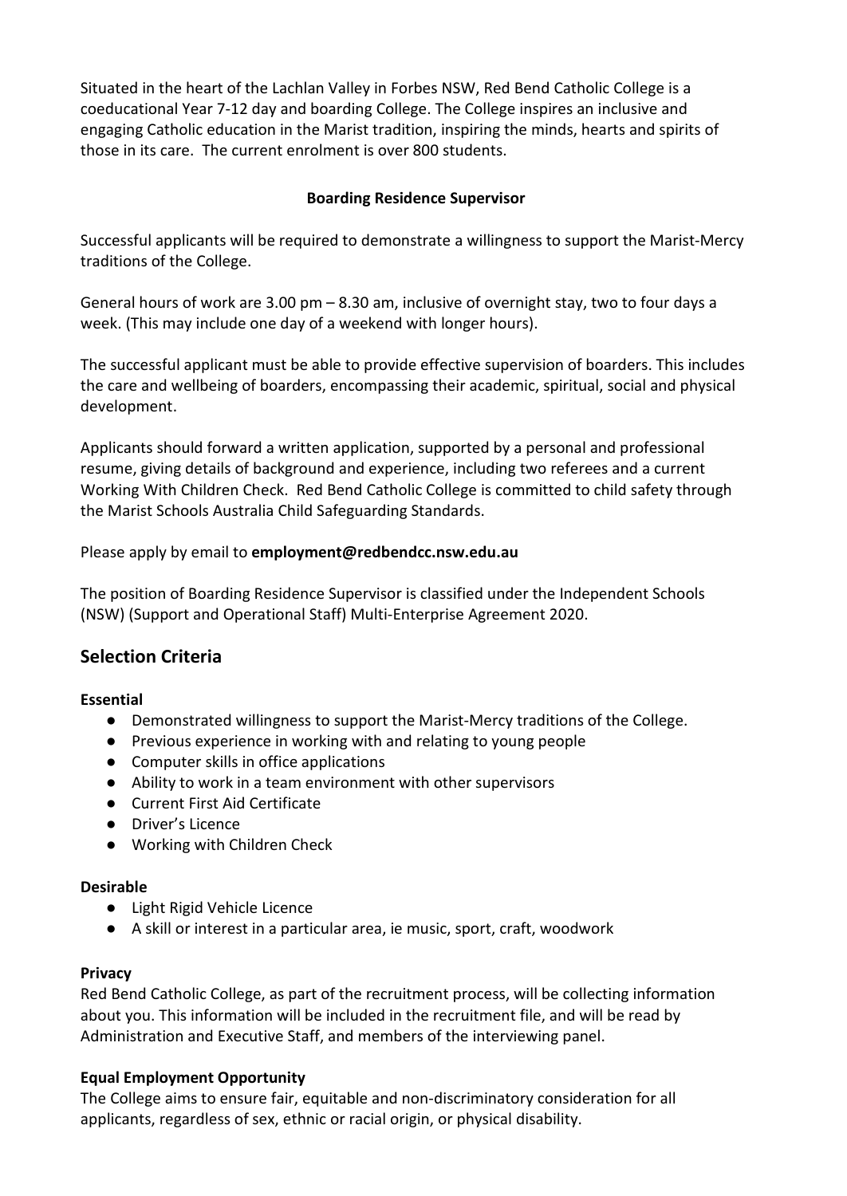Situated in the heart of the Lachlan Valley in Forbes NSW, Red Bend Catholic College is a coeducational Year 7-12 day and boarding College. The College inspires an inclusive and engaging Catholic education in the Marist tradition, inspiring the minds, hearts and spirits of those in its care. The current enrolment is over 800 students.

**Boarding Residence Supervisor**

Successful applicants will be required to demonstrate a willingness to support the Marist-Mercy traditions of the College.

General hours of work are 3.00 pm – 8.30 am, inclusive of overnight stay, two to four days a week. (This may include one day of a weekend with longer hours).

The successful applicant must be able to provide effective supervision of boarders. This includes the care and wellbeing of boarders, encompassing their academic, spiritual, social and physical development.

Applicants should forward a written application, supported by a personal and professional resume, giving details of background and experience, including two referees and a current Working With Children Check. Red Bend Catholic College is committed to child safety through the Marist Schools Australia Child Safeguarding Standards.

Please apply by email to **employment@redbendcc.nsw.edu.au**

The position of Boarding Residence Supervisor is classified under the Independent Schools (NSW) (Support and Operational Staff) Multi-Enterprise Agreement 2020.

## Selection Criteria

**Essential**

- Demonstrated willingness to support the Marist-Mercy traditions of the College.
- Previous experience in working with and relating to young people
- Computer skills in office applications
- Ability to work in a team environment with other supervisors
- Current First Aid Certificate
- Driver's Licence
- Working with Children Check

**Desirable**

- Light Rigid Vehicle Licence
- A skill or interest in a particular area, ie music, sport, craft, woodwork

**Privacy**

Red Bend Catholic College, as part of the recruitment process, will be collecting information about you. This information will be included in the recruitment file, and will be read by Administration and Executive Staff, and members of the interviewing panel.

**Equal Employment Opportunity**

The College aims to ensure fair, equitable and non-discriminatory consideration for all applicants, regardless of sex, ethnic or racial origin, or physical disability.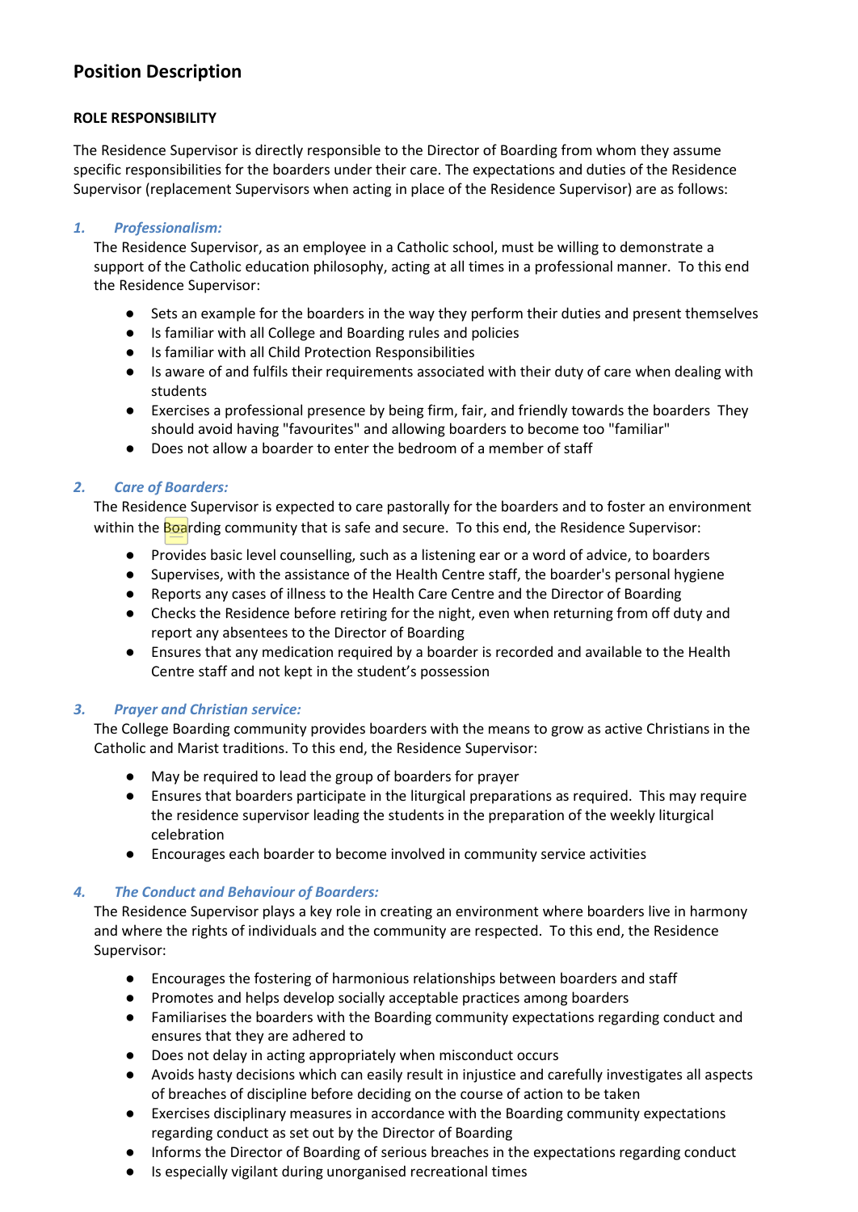## Position Description

**ROLE RESPONSIBILITY**

The Residence Supervisor is directly responsible to the Director of Boarding from whom they assume specific responsibilities for the boarders under their care. The expectations and duties of the Residence Supervisor (replacement Supervisors when acting in place of the Residence Supervisor) are as follows:

### 1. *Professionalism:*

The Residence Supervisor, as an employee in a Catholic school, must be willing to demonstrate a support of the Catholic education philosophy, acting at all times in a professional manner. To this end the Residence Supervisor:

- Sets an example for the boarders in the way they perform their duties and present themselves
- Is familiar with all College and Boarding rules and policies
- Is familiar with all Child Protection Responsibilities
- Is aware of and fulfils their requirements associated with their duty of care when dealing with students
- Exercises a professional presence by being firm, fair, and friendly towards the boarders They should avoid having "favourites" and allowing boarders to become too "familiar"
- Does not allow a boarder to enter the bedroom of a member of staff

### 2. *Care of Boarders:*

The Residence Supervisor is expected to care pastorally for the boarders and to foster an environment within the Boarding community that is safe and secure. To this end, the Residence Supervisor:

- Provides basic level counselling, such as a listening ear or a word of advice, to boarders
- Supervises, with the assistance of the Health Centre staff, the boarder's personal hygiene
- Reports any cases of illness to the Health Care Centre and the Director of Boarding
- Checks the Residence before retiring for the night, even when returning from off duty and report any absentees to the Director of Boarding
- Ensures that any medication required by a boarder is recorded and available to the Health Centre staff and not kept in the student's possession

### 3. *Prayer and Christian service:*

The College Boarding community provides boarders with the means to grow as active Christians in the Catholic and Marist traditions. To this end, the Residence Supervisor:

- May be required to lead the group of boarders for prayer
- Ensures that boarders participate in the liturgical preparations as required. This may require the residence supervisor leading the students in the preparation of the weekly liturgical celebration
- Encourages each boarder to become involved in community service activities

### 4. *The Conduct and Behaviour of Boarders:*

The Residence Supervisor plays a key role in creating an environment where boarders live in harmony and where the rights of individuals and the community are respected. To this end, the Residence Supervisor:

- Encourages the fostering of harmonious relationships between boarders and staff
- Promotes and helps develop socially acceptable practices among boarders
- Familiarises the boarders with the Boarding community expectations regarding conduct and ensures that they are adhered to
- Does not delay in acting appropriately when misconduct occurs
- Avoids hasty decisions which can easily result in injustice and carefully investigates all aspects of breaches of discipline before deciding on the course of action to be taken
- Exercises disciplinary measures in accordance with the Boarding community expectations regarding conduct as set out by the Director of Boarding
- Informs the Director of Boarding of serious breaches in the expectations regarding conduct
- Is especially vigilant during unorganised recreational times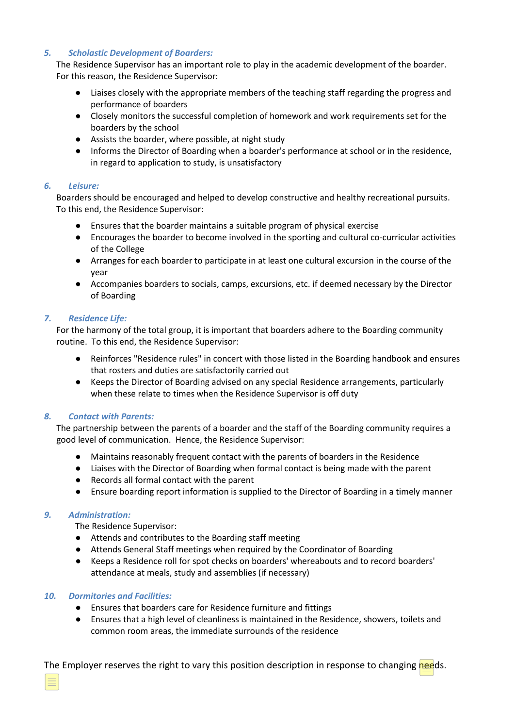### 5. *Scholastic Development of Boarders:*

The Residence Supervisor has an important role to play in the academic development of the boarder. For this reason, the Residence Supervisor:

- Liaises closely with the appropriate members of the teaching staff regarding the progress and performance of boarders
- Closely monitors the successful completion of homework and work requirements set for the boarders by the school
- Assists the boarder, where possible, at night study
- Informs the Director of Boarding when a boarder's performance at school or in the residence, in regard to application to study, is unsatisfactory

### 6. *Leisure:*

Boarders should be encouraged and helped to develop constructive and healthy recreational pursuits. To this end, the Residence Supervisor:

- Ensures that the boarder maintains a suitable program of physical exercise
- Encourages the boarder to become involved in the sporting and cultural co-curricular activities of the College
- Arranges for each boarder to participate in at least one cultural excursion in the course of the year
- Accompanies boarders to socials, camps, excursions, etc. if deemed necessary by the Director of Boarding

### 7. *Residence Life:*

For the harmony of the total group, it is important that boarders adhere to the Boarding community routine. To this end, the Residence Supervisor:

- Reinforces "Residence rules" in concert with those listed in the Boarding handbook and ensures that rosters and duties are satisfactorily carried out
- Keeps the Director of Boarding advised on any special Residence arrangements, particularly when these relate to times when the Residence Supervisor is off duty

### 8. *Contact with Parents:*

The partnership between the parents of a boarder and the staff of the Boarding community requires a good level of communication. Hence, the Residence Supervisor:

- Maintains reasonably frequent contact with the parents of boarders in the Residence
- Liaises with the Director of Boarding when formal contact is being made with the parent
- Records all formal contact with the parent
- Ensure boarding report information is supplied to the Director of Boarding in a timely manner

### 9. *Administration:*

The Residence Supervisor:

- Attends and contributes to the Boarding staff meeting
- Attends General Staff meetings when required by the Coordinator of Boarding
- Keeps a Residence roll for spot checks on boarders' whereabouts and to record boarders' attendance at meals, study and assemblies (if necessary)

### 10. *Dormitories and Facilities:*

- Ensures that boarders care for Residence furniture and fittings
- Ensures that a high level of cleanliness is maintained in the Residence, showers, toilets and common room areas, the immediate surrounds of the residence

The Employer reserves the right to vary this position description in response to changing needs.